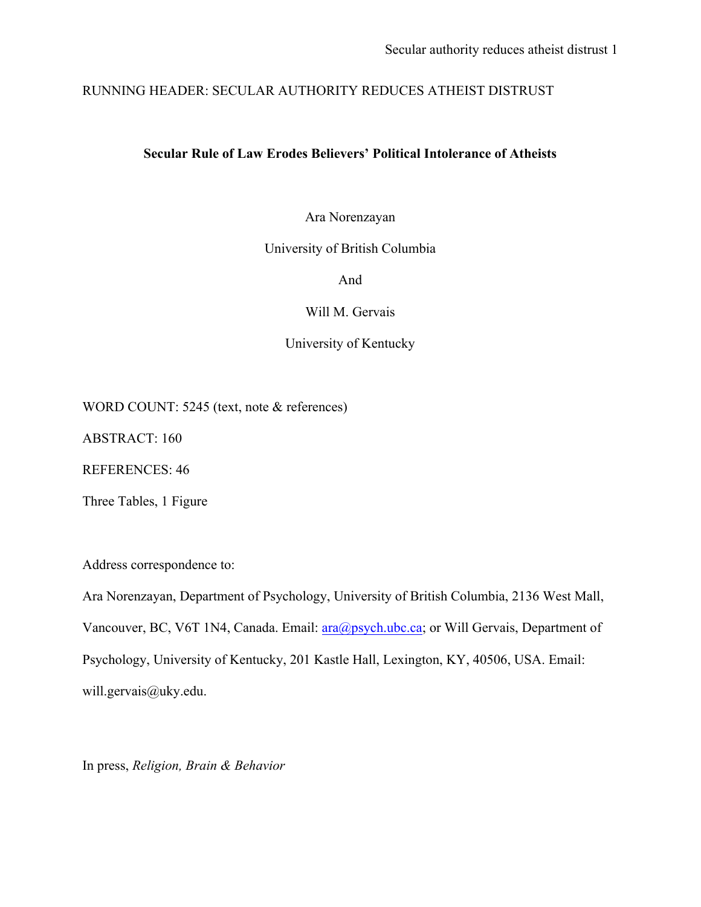RUNNING HEADER: SECULAR AUTHORITY REDUCES ATHEIST DISTRUST

**Secular Rule of Law Erodes Believers' Political Intolerance of Atheists**

Ara Norenzayan

University of British Columbia

And

Will M. Gervais

University of Kentucky

WORD COUNT: 5245 (text, note & references)

ABSTRACT: 160

REFERENCES: 46

Three Tables, 1 Figure

Address correspondence to:

Ara Norenzayan, Department of Psychology, University of British Columbia, 2136 West Mall, Vancouver, BC, V6T 1N4, Canada. Email: ara@psych.ubc.ca; or Will Gervais, Department of Psychology, University of Kentucky, 201 Kastle Hall, Lexington, KY, 40506, USA. Email: will.gervais@uky.edu.

In press, *Religion, Brain & Behavior*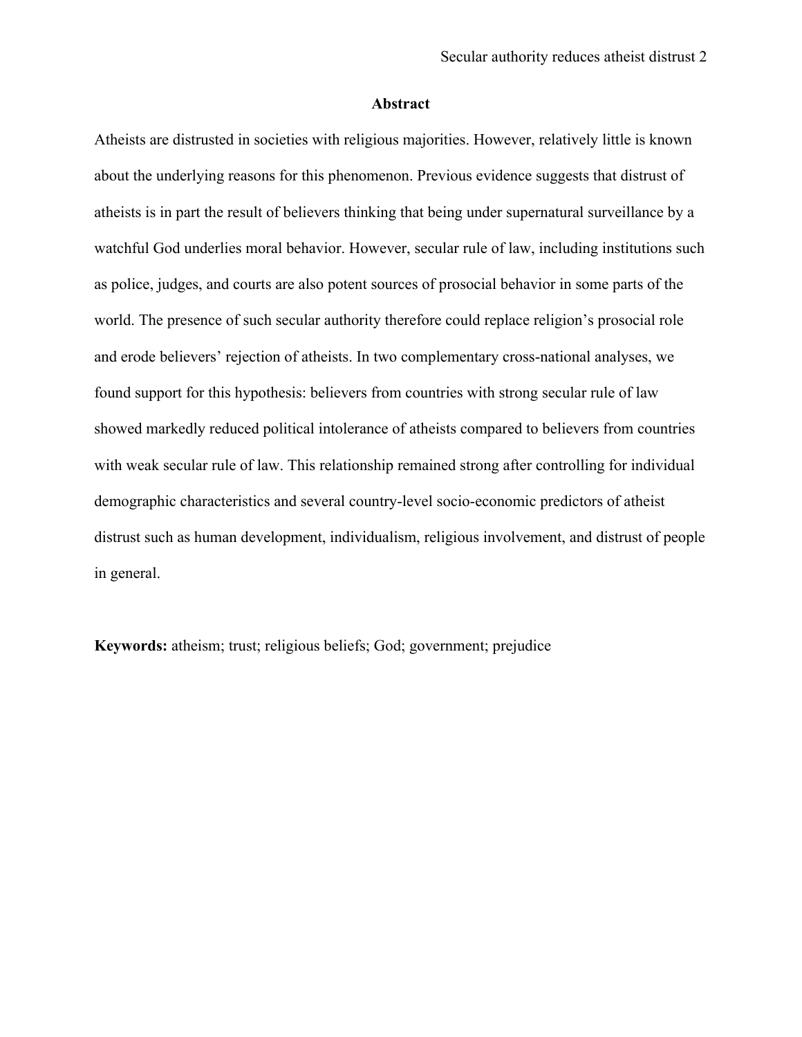## Abstract

Atheists are distrusted in societies with religious majorities. However, relatively little is known about the underlying reasons for this phenomenon. Previous evidence suggests that distrust of atheists is in part the result of believers thinking that being under supernatural surveillance by a watchful God underlies moral behavior. However, secular rule of law, including institutions such as police, judges, and courts are also potent sources of prosocial behavior in some parts of the world. The presence of such secular authority therefore could replace religion's prosocial role and erode believers' rejection of atheists. In two complementary cross-national analyses, we found support for this hypothesis: believers from countries with strong secular rule of law showed markedly reduced political intolerance of atheists compared to believers from countries with weak secular rule of law. This relationship remained strong after controlling for individual demographic characteristics and several country-level socio-economic predictors of atheist distrust such as human development, individualism, religious involvement, and distrust of people in general.

**Keywords:** atheism; trust; religious beliefs; God; government; prejudice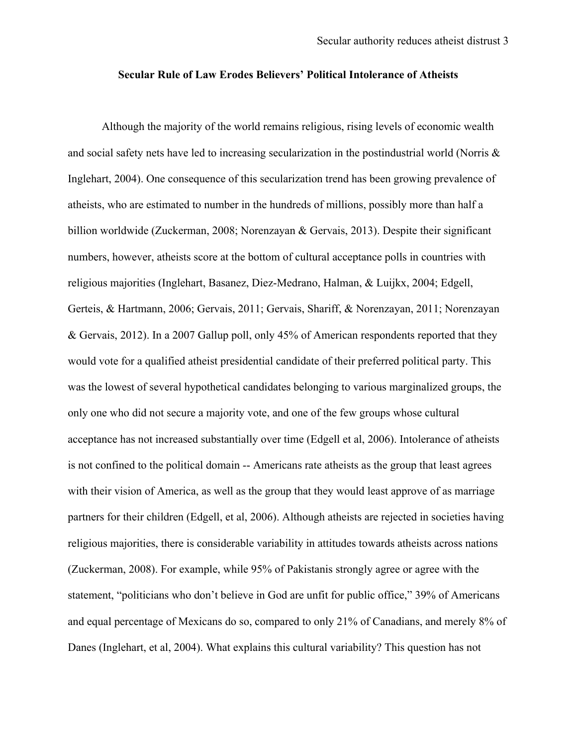## Secular Rule of Law Erodes Believers' Political Intolerance of Atheists

Although the majority of the world remains religious, rising levels of economic wealth and social safety nets have led to increasing secularization in the postindustrial world (Norris & Inglehart, 2004). One consequence of this secularization trend has been growing prevalence of atheists, who are estimated to number in the hundreds of millions, possibly more than half a billion worldwide (Zuckerman, 2008; Norenzayan & Gervais, 2013). Despite their significant numbers, however, atheists score at the bottom of cultural acceptance polls in countries with religious majorities (Inglehart, Basanez, Diez-Medrano, Halman, & Luijkx, 2004; Edgell, Gerteis, & Hartmann, 2006; Gervais, 2011; Gervais, Shariff, & Norenzayan, 2011; Norenzayan & Gervais, 2012). In a 2007 Gallup poll, only 45% of American respondents reported that they would vote for a qualified atheist presidential candidate of their preferred political party. This was the lowest of several hypothetical candidates belonging to various marginalized groups, the only one who did not secure a majority vote, and one of the few groups whose cultural acceptance has not increased substantially over time (Edgell et al, 2006). Intolerance of atheists is not confined to the political domain -- Americans rate atheists as the group that least agrees with their vision of America, as well as the group that they would least approve of as marriage partners for their children (Edgell, et al, 2006). Although atheists are rejected in societies having religious majorities, there is considerable variability in attitudes towards atheists across nations (Zuckerman, 2008). For example, while 95% of Pakistanis strongly agree or agree with the statement, "politicians who don't believe in God are unfit for public office," 39% of Americans and equal percentage of Mexicans do so, compared to only 21% of Canadians, and merely 8% of Danes (Inglehart, et al, 2004). What explains this cultural variability? This question has not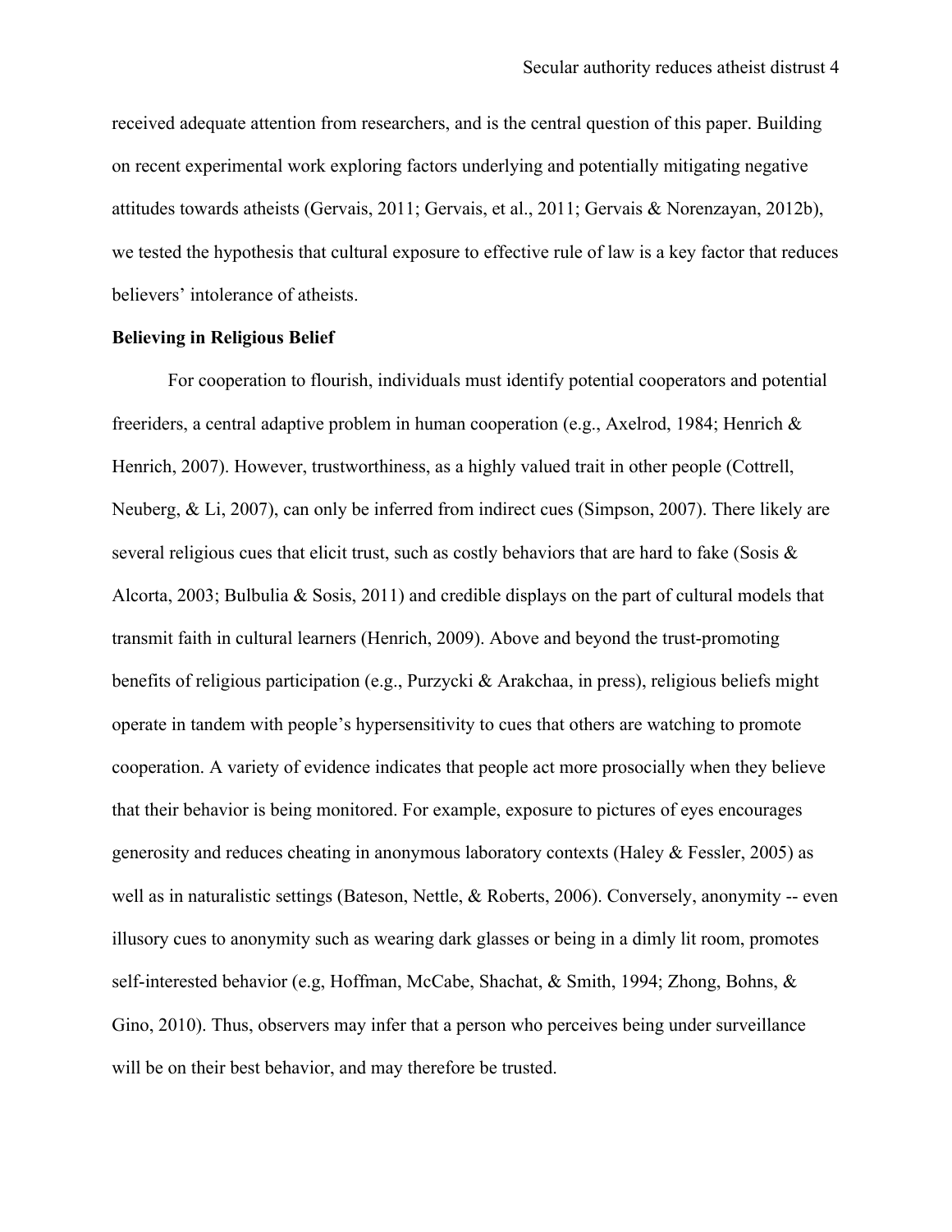received adequate attention from researchers, and is the central question of this paper. Building on recent experimental work exploring factors underlying and potentially mitigating negative attitudes towards atheists (Gervais, 2011; Gervais, et al., 2011; Gervais & Norenzayan, 2012b), we tested the hypothesis that cultural exposure to effective rule of law is a key factor that reduces believers' intolerance of atheists.

**Believing in Religious Belief**

For cooperation to flourish, individuals must identify potential cooperators and potential freeriders, a central adaptive problem in human cooperation (e.g., Axelrod, 1984; Henrich & Henrich, 2007). However, trustworthiness, as a highly valued trait in other people (Cottrell, Neuberg, & Li, 2007), can only be inferred from indirect cues (Simpson, 2007). There likely are several religious cues that elicit trust, such as costly behaviors that are hard to fake (Sosis & Alcorta, 2003; Bulbulia & Sosis, 2011) and credible displays on the part of cultural models that transmit faith in cultural learners (Henrich, 2009). Above and beyond the trust-promoting benefits of religious participation (e.g., Purzycki & Arakchaa, in press), religious beliefs might operate in tandem with people's hypersensitivity to cues that others are watching to promote cooperation. A variety of evidence indicates that people act more prosocially when they believe that their behavior is being monitored. For example, exposure to pictures of eyes encourages generosity and reduces cheating in anonymous laboratory contexts (Haley & Fessler, 2005) as well as in naturalistic settings (Bateson, Nettle, & Roberts, 2006). Conversely, anonymity -- even illusory cues to anonymity such as wearing dark glasses or being in a dimly lit room, promotes self-interested behavior (e.g, Hoffman, McCabe, Shachat, & Smith, 1994; Zhong, Bohns, & Gino, 2010). Thus, observers may infer that a person who perceives being under surveillance will be on their best behavior, and may therefore be trusted.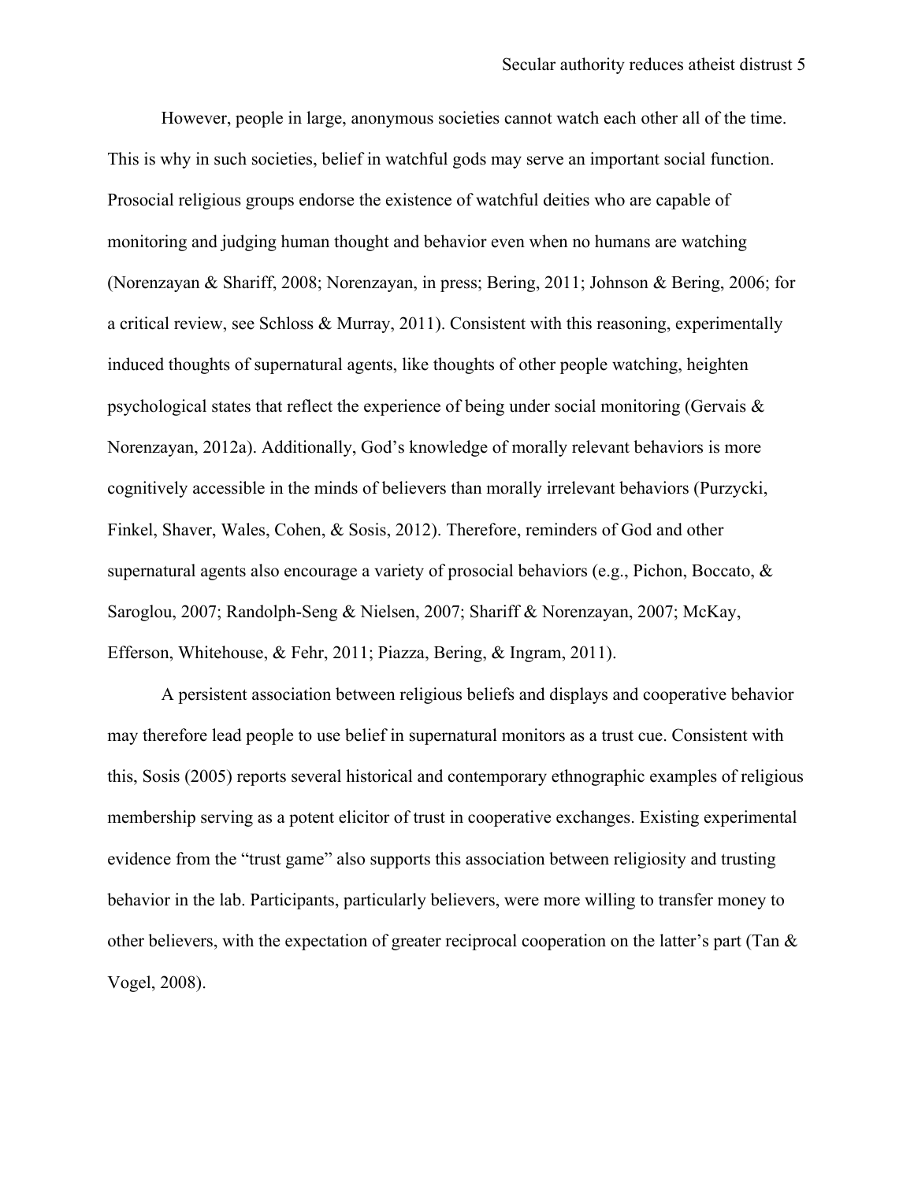However, people in large, anonymous societies cannot watch each other all of the time. This is why in such societies, belief in watchful gods may serve an important social function. Prosocial religious groups endorse the existence of watchful deities who are capable of monitoring and judging human thought and behavior even when no humans are watching (Norenzayan & Shariff, 2008; Norenzayan, in press; Bering, 2011; Johnson & Bering, 2006; for a critical review, see Schloss & Murray, 2011). Consistent with this reasoning, experimentally induced thoughts of supernatural agents, like thoughts of other people watching, heighten psychological states that reflect the experience of being under social monitoring (Gervais & Norenzayan, 2012a). Additionally, God's knowledge of morally relevant behaviors is more cognitively accessible in the minds of believers than morally irrelevant behaviors (Purzycki, Finkel, Shaver, Wales, Cohen, & Sosis, 2012). Therefore, reminders of God and other supernatural agents also encourage a variety of prosocial behaviors (e.g., Pichon, Boccato, & Saroglou, 2007; Randolph-Seng & Nielsen, 2007; Shariff & Norenzayan, 2007; McKay, Efferson, Whitehouse, & Fehr, 2011; Piazza, Bering, & Ingram, 2011).

A persistent association between religious beliefs and displays and cooperative behavior may therefore lead people to use belief in supernatural monitors as a trust cue. Consistent with this, Sosis (2005) reports several historical and contemporary ethnographic examples of religious membership serving as a potent elicitor of trust in cooperative exchanges. Existing experimental evidence from the "trust game" also supports this association between religiosity and trusting behavior in the lab. Participants, particularly believers, were more willing to transfer money to other believers, with the expectation of greater reciprocal cooperation on the latter's part (Tan & Vogel, 2008).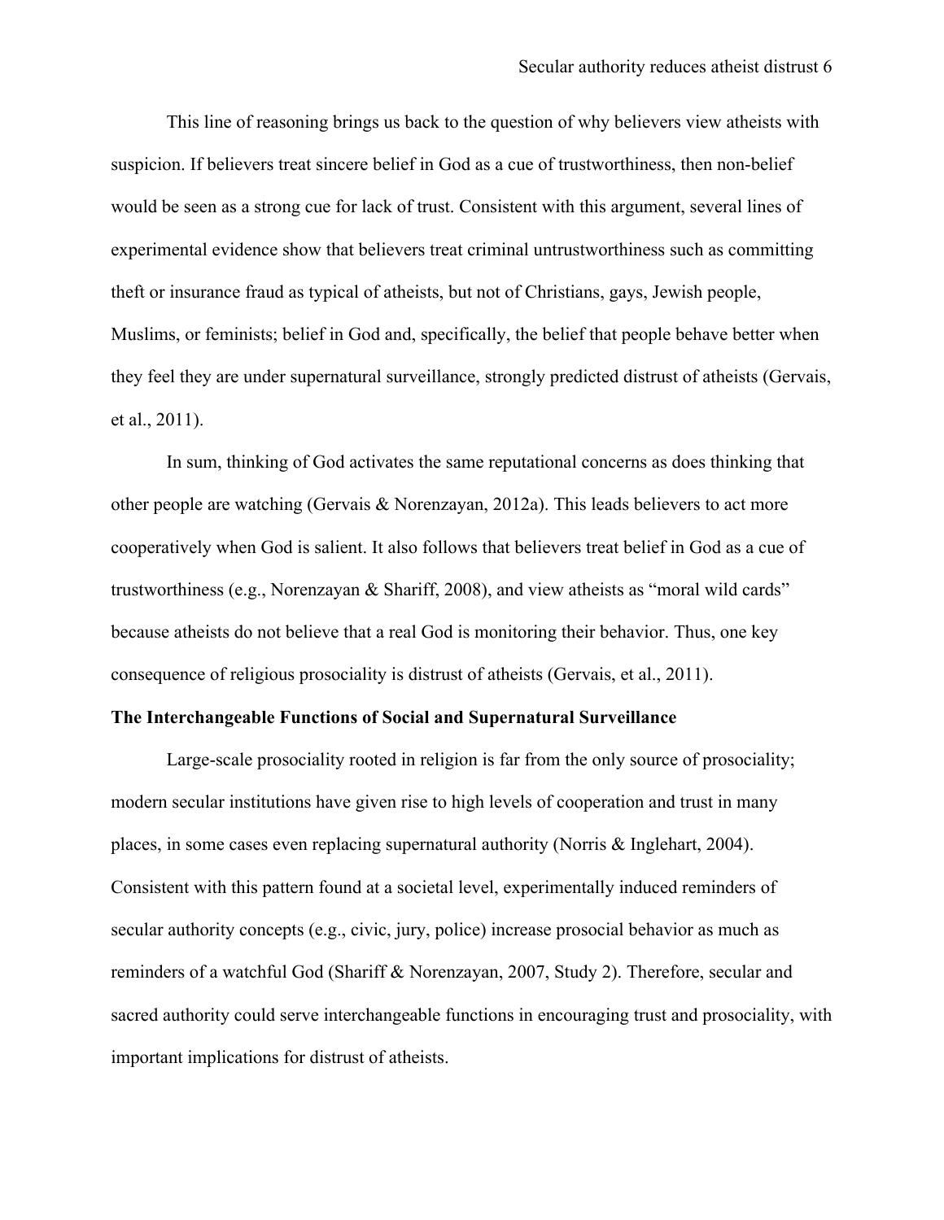This line of reasoning brings us back to the question of why believers view atheists with suspicion. If believers treat sincere belief in God as a cue of trustworthiness, then non-belief would be seen as a strong cue for lack of trust. Consistent with this argument, several lines of experimental evidence show that believers treat criminal untrustworthiness such as committing theft or insurance fraud as typical of atheists, but not of Christians, gays, Jewish people, Muslims, or feminists; belief in God and, specifically, the belief that people behave better when they feel they are under supernatural surveillance, strongly predicted distrust of atheists (Gervais, et al., 2011).

In sum, thinking of God activates the same reputational concerns as does thinking that other people are watching (Gervais & Norenzayan, 2012a). This leads believers to act more cooperatively when God is salient. It also follows that believers treat belief in God as a cue of trustworthiness (e.g., Norenzayan & Shariff, 2008), and view atheists as "moral wild cards" because atheists do not believe that a real God is monitoring their behavior. Thus, one key consequence of religious prosociality is distrust of atheists (Gervais, et al., 2011).

### The Interchangeable Functions of Social and Supernatural Surveillance

Large-scale prosociality rooted in religion is far from the only source of prosociality; modern secular institutions have given rise to high levels of cooperation and trust in many places, in some cases even replacing supernatural authority (Norris & Inglehart, 2004). Consistent with this pattern found at a societal level, experimentally induced reminders of secular authority concepts (e.g., civic, jury, police) increase prosocial behavior as much as reminders of a watchful God (Shariff & Norenzayan, 2007, Study 2). Therefore, secular and sacred authority could serve interchangeable functions in encouraging trust and prosociality, with important implications for distrust of atheists.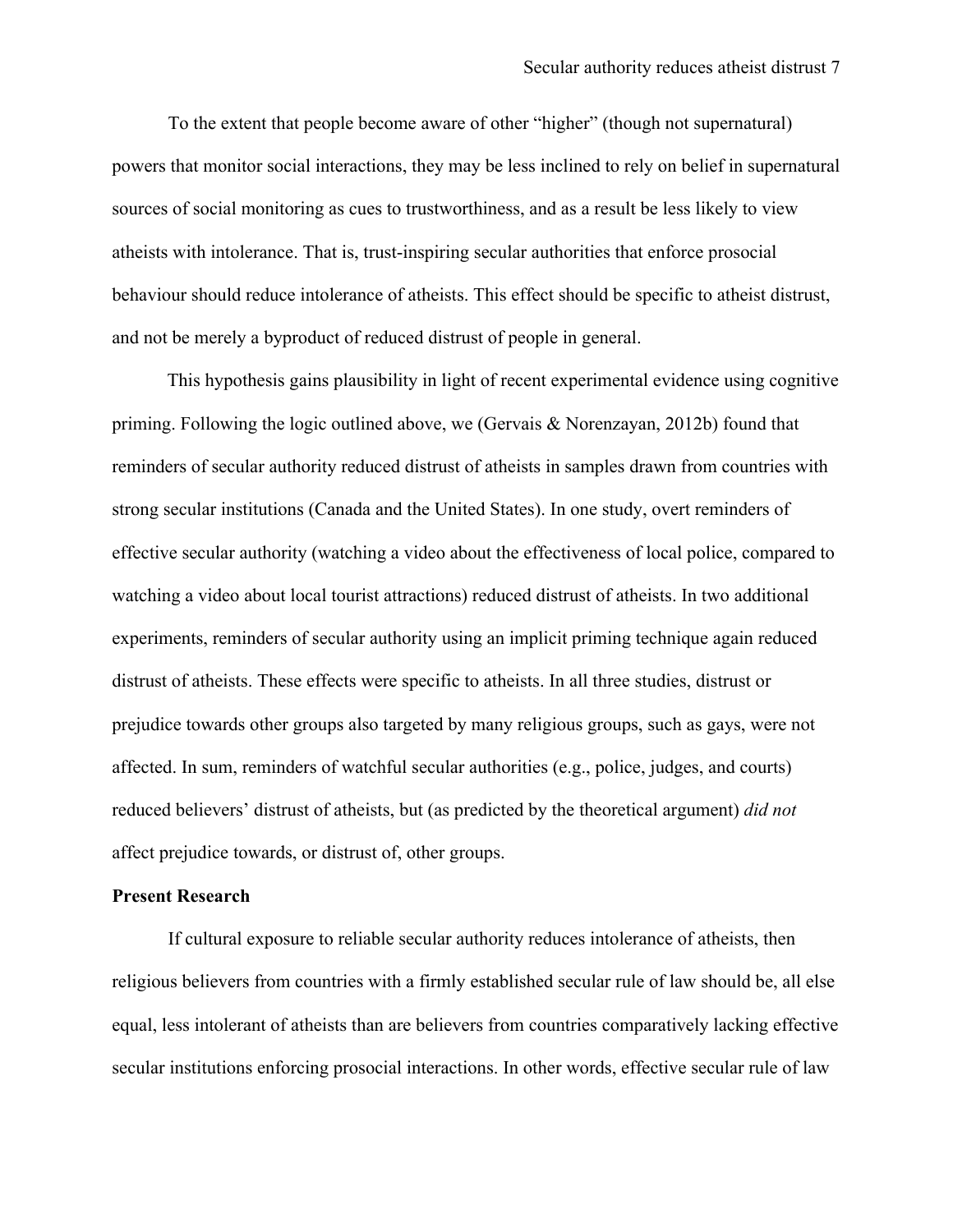To the extent that people become aware of other "higher" (though not supernatural) powers that monitor social interactions, they may be less inclined to rely on belief in supernatural sources of social monitoring as cues to trustworthiness, and as a result be less likely to view atheists with intolerance. That is, trust-inspiring secular authorities that enforce prosocial behaviour should reduce intolerance of atheists. This effect should be specific to atheist distrust, and not be merely a byproduct of reduced distrust of people in general.

This hypothesis gains plausibility in light of recent experimental evidence using cognitive priming. Following the logic outlined above, we (Gervais & Norenzayan, 2012b) found that reminders of secular authority reduced distrust of atheists in samples drawn from countries with strong secular institutions (Canada and the United States). In one study, overt reminders of effective secular authority (watching a video about the effectiveness of local police, compared to watching a video about local tourist attractions) reduced distrust of atheists. In two additional experiments, reminders of secular authority using an implicit priming technique again reduced distrust of atheists. These effects were specific to atheists. In all three studies, distrust or prejudice towards other groups also targeted by many religious groups, such as gays, were not affected. In sum, reminders of watchful secular authorities (e.g., police, judges, and courts) reduced believers' distrust of atheists, but (as predicted by the theoretical argument) *did not* affect prejudice towards, or distrust of, other groups.

**Present Research**

If cultural exposure to reliable secular authority reduces intolerance of atheists, then religious believers from countries with a firmly established secular rule of law should be, all else equal, less intolerant of atheists than are believers from countries comparatively lacking effective secular institutions enforcing prosocial interactions. In other words, effective secular rule of law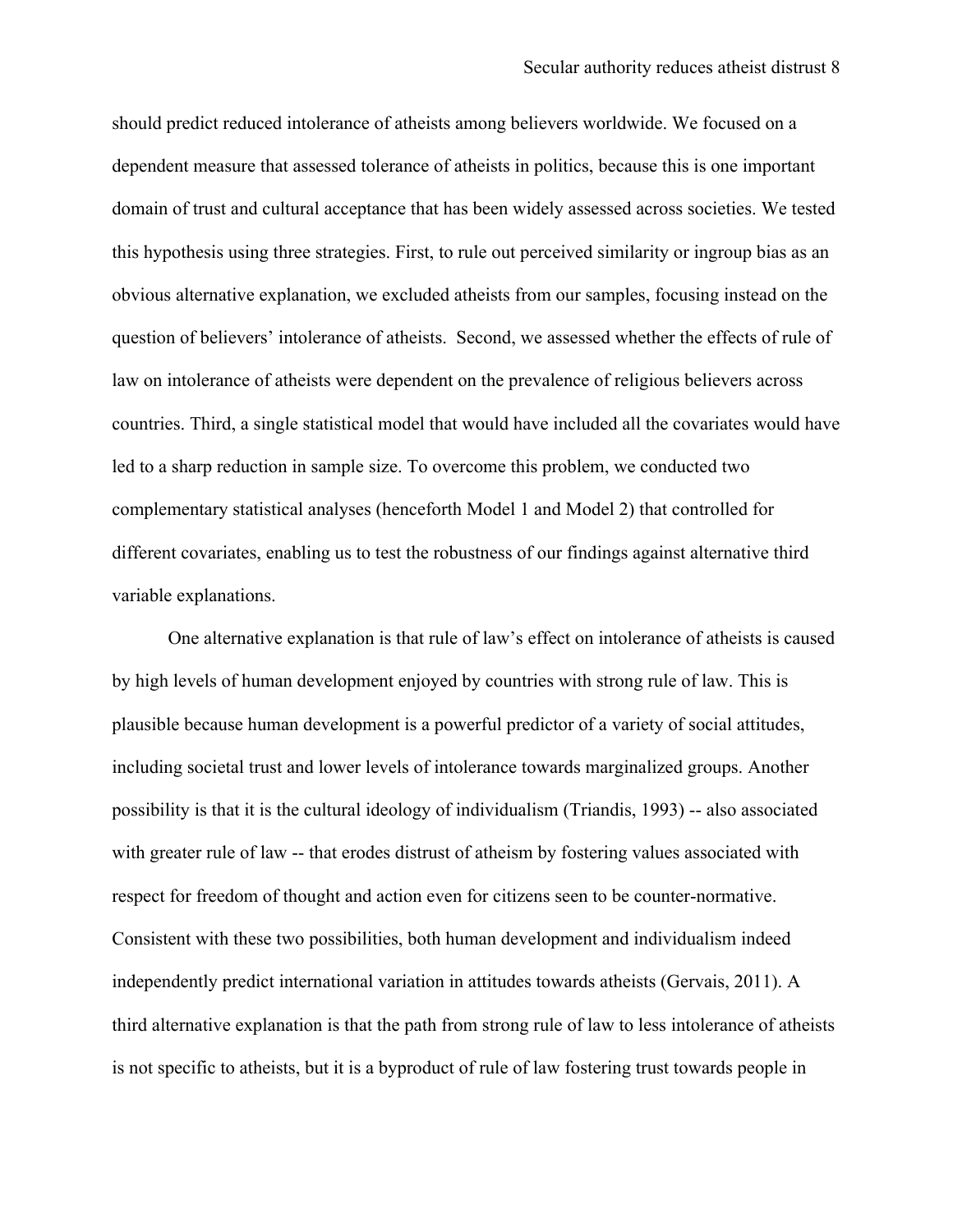should predict reduced intolerance of atheists among believers worldwide. We focused on a dependent measure that assessed tolerance of atheists in politics, because this is one important domain of trust and cultural acceptance that has been widely assessed across societies. We tested this hypothesis using three strategies. First, to rule out perceived similarity or ingroup bias as an obvious alternative explanation, we excluded atheists from our samples, focusing instead on the question of believers' intolerance of atheists. Second, we assessed whether the effects of rule of law on intolerance of atheists were dependent on the prevalence of religious believers across countries. Third, a single statistical model that would have included all the covariates would have led to a sharp reduction in sample size. To overcome this problem, we conducted two complementary statistical analyses (henceforth Model 1 and Model 2) that controlled for different covariates, enabling us to test the robustness of our findings against alternative third variable explanations.

One alternative explanation is that rule of law's effect on intolerance of atheists is caused by high levels of human development enjoyed by countries with strong rule of law. This is plausible because human development is a powerful predictor of a variety of social attitudes, including societal trust and lower levels of intolerance towards marginalized groups. Another possibility is that it is the cultural ideology of individualism (Triandis, 1993) -- also associated with greater rule of law -- that erodes distrust of atheism by fostering values associated with respect for freedom of thought and action even for citizens seen to be counter-normative. Consistent with these two possibilities, both human development and individualism indeed independently predict international variation in attitudes towards atheists (Gervais, 2011). A third alternative explanation is that the path from strong rule of law to less intolerance of atheists is not specific to atheists, but it is a byproduct of rule of law fostering trust towards people in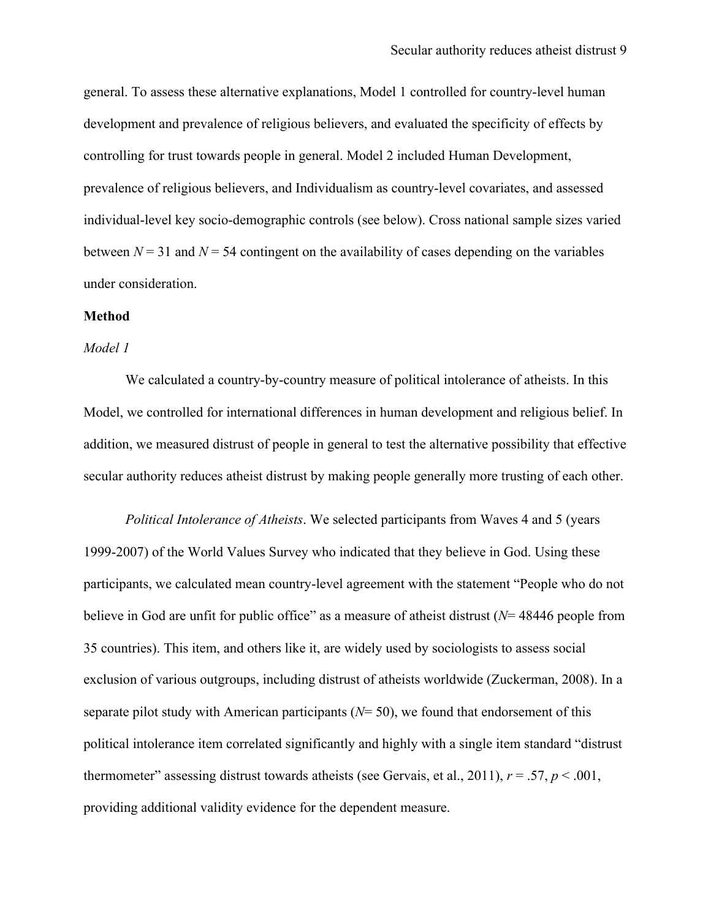general. To assess these alternative explanations, Model 1 controlled for country-level human development and prevalence of religious believers, and evaluated the specificity of effects by controlling for trust towards people in general. Model 2 included Human Development, prevalence of religious believers, and Individualism as country-level covariates, and assessed individual-level key socio-demographic controls (see below). Cross national sample sizes varied between $N = 31$ and $N = 54$ contingent on the availability of cases depending on the variables under consideration.

## Method

### *Model 1*

We calculated a country-by-country measure of political intolerance of atheists. In this Model, we controlled for international differences in human development and religious belief. In addition, we measured distrust of people in general to test the alternative possibility that effective secular authority reduces atheist distrust by making people generally more trusting of each other.

*Political Intolerance of Atheists*. We selected participants from Waves 4 and 5 (years 1999-2007) of the World Values Survey who indicated that they believe in God. Using these participants, we calculated mean country-level agreement with the statement "People who do not believe in God are unfit for public office" as a measure of atheist distrust ($N$= 48446 people from 35 countries). This item, and others like it, are widely used by sociologists to assess social exclusion of various outgroups, including distrust of atheists worldwide (Zuckerman, 2008). In a separate pilot study with American participants ($N$= 50), we found that endorsement of this political intolerance item correlated significantly and highly with a single item standard "distrust thermometer" assessing distrust towards atheists (see Gervais, et al., 2011), $r = .57$, $p < .001$, providing additional validity evidence for the dependent measure.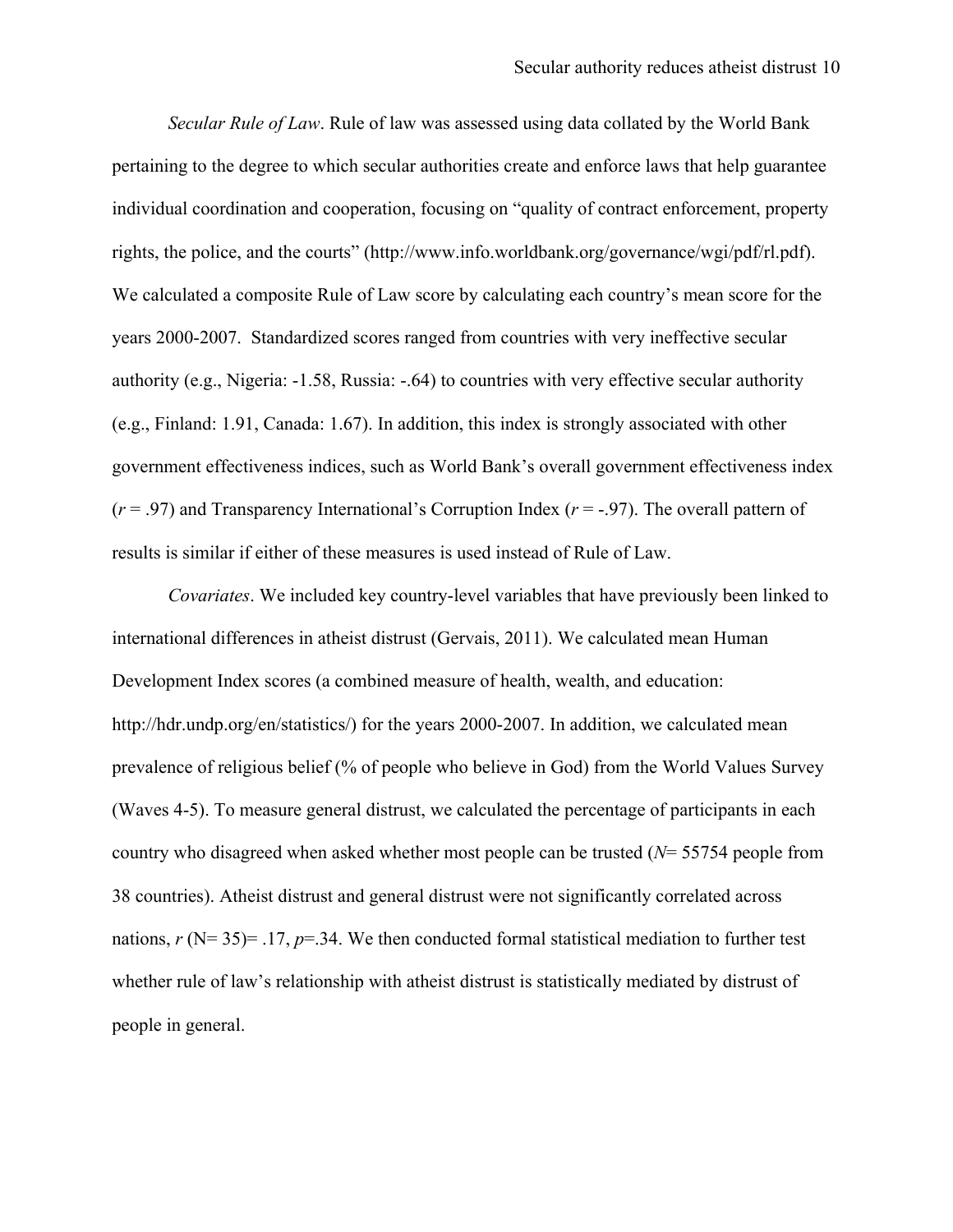*Secular Rule of Law*. Rule of law was assessed using data collated by the World Bank pertaining to the degree to which secular authorities create and enforce laws that help guarantee individual coordination and cooperation, focusing on "quality of contract enforcement, property rights, the police, and the courts" (http://www.info.worldbank.org/governance/wgi/pdf/rl.pdf). We calculated a composite Rule of Law score by calculating each country's mean score for the years 2000-2007. Standardized scores ranged from countries with very ineffective secular authority (e.g., Nigeria: -1.58, Russia: -.64) to countries with very effective secular authority (e.g., Finland: 1.91, Canada: 1.67). In addition, this index is strongly associated with other government effectiveness indices, such as World Bank's overall government effectiveness index ($r$ = .97) and Transparency International's Corruption Index ($r$ = -.97). The overall pattern of results is similar if either of these measures is used instead of Rule of Law.

*Covariates*. We included key country-level variables that have previously been linked to international differences in atheist distrust (Gervais, 2011). We calculated mean Human Development Index scores (a combined measure of health, wealth, and education: http://hdr.undp.org/en/statistics/) for the years 2000-2007. In addition, we calculated mean prevalence of religious belief (% of people who believe in God) from the World Values Survey (Waves 4-5). To measure general distrust, we calculated the percentage of participants in each country who disagreed when asked whether most people can be trusted ($N$= 55754 people from 38 countries). Atheist distrust and general distrust were not significantly correlated across nations, $r$ (N= 35)= .17, $p$=.34. We then conducted formal statistical mediation to further test whether rule of law's relationship with atheist distrust is statistically mediated by distrust of people in general.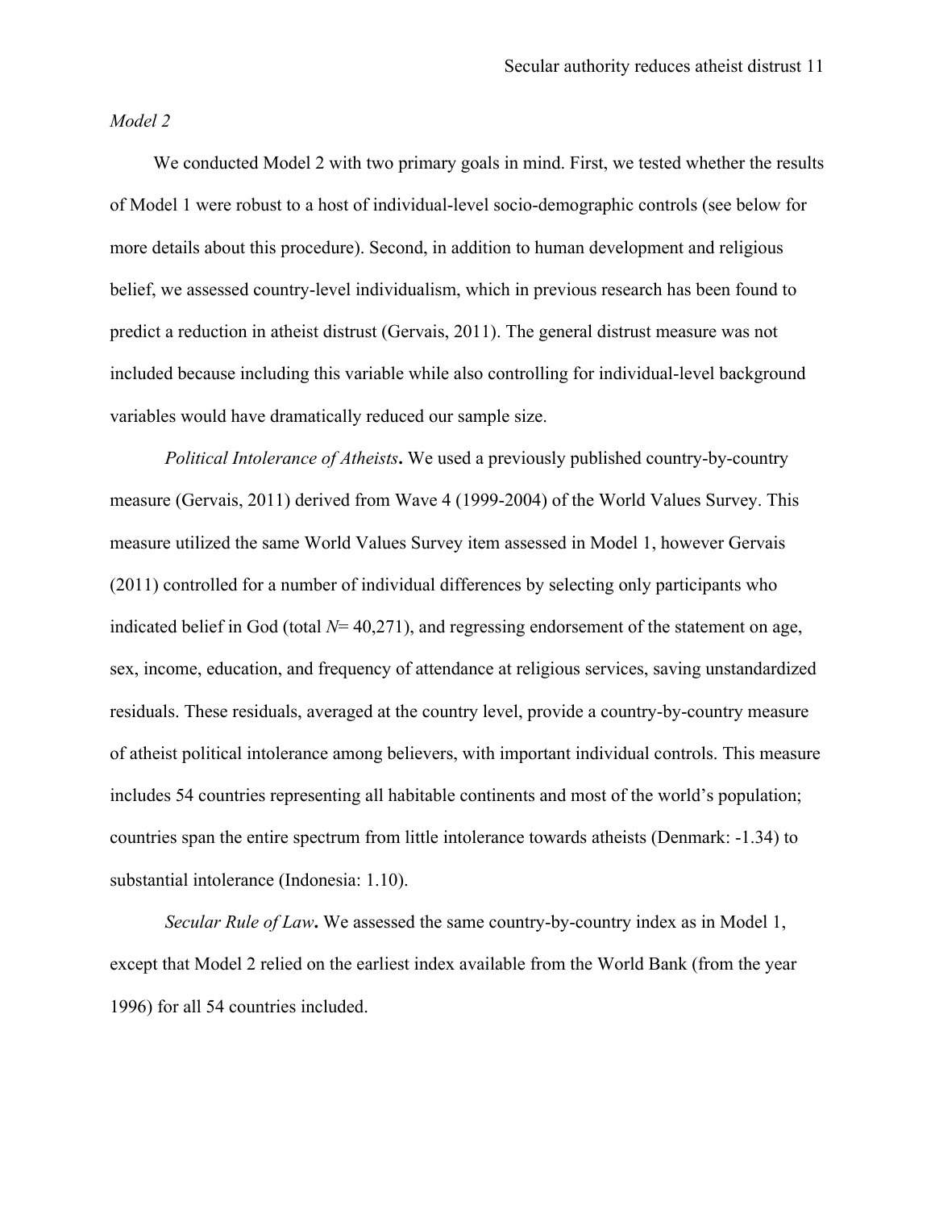*Model 2*

We conducted Model 2 with two primary goals in mind. First, we tested whether the results of Model 1 were robust to a host of individual-level socio-demographic controls (see below for more details about this procedure). Second, in addition to human development and religious belief, we assessed country-level individualism, which in previous research has been found to predict a reduction in atheist distrust (Gervais, 2011). The general distrust measure was not included because including this variable while also controlling for individual-level background variables would have dramatically reduced our sample size.

*Political Intolerance of Atheists***.** We used a previously published country-by-country measure (Gervais, 2011) derived from Wave 4 (1999-2004) of the World Values Survey. This measure utilized the same World Values Survey item assessed in Model 1, however Gervais (2011) controlled for a number of individual differences by selecting only participants who indicated belief in God (total $N$= 40,271), and regressing endorsement of the statement on age, sex, income, education, and frequency of attendance at religious services, saving unstandardized residuals. These residuals, averaged at the country level, provide a country-by-country measure of atheist political intolerance among believers, with important individual controls. This measure includes 54 countries representing all habitable continents and most of the world's population; countries span the entire spectrum from little intolerance towards atheists (Denmark: -1.34) to substantial intolerance (Indonesia: 1.10).

*Secular Rule of Law***.** We assessed the same country-by-country index as in Model 1, except that Model 2 relied on the earliest index available from the World Bank (from the year 1996) for all 54 countries included.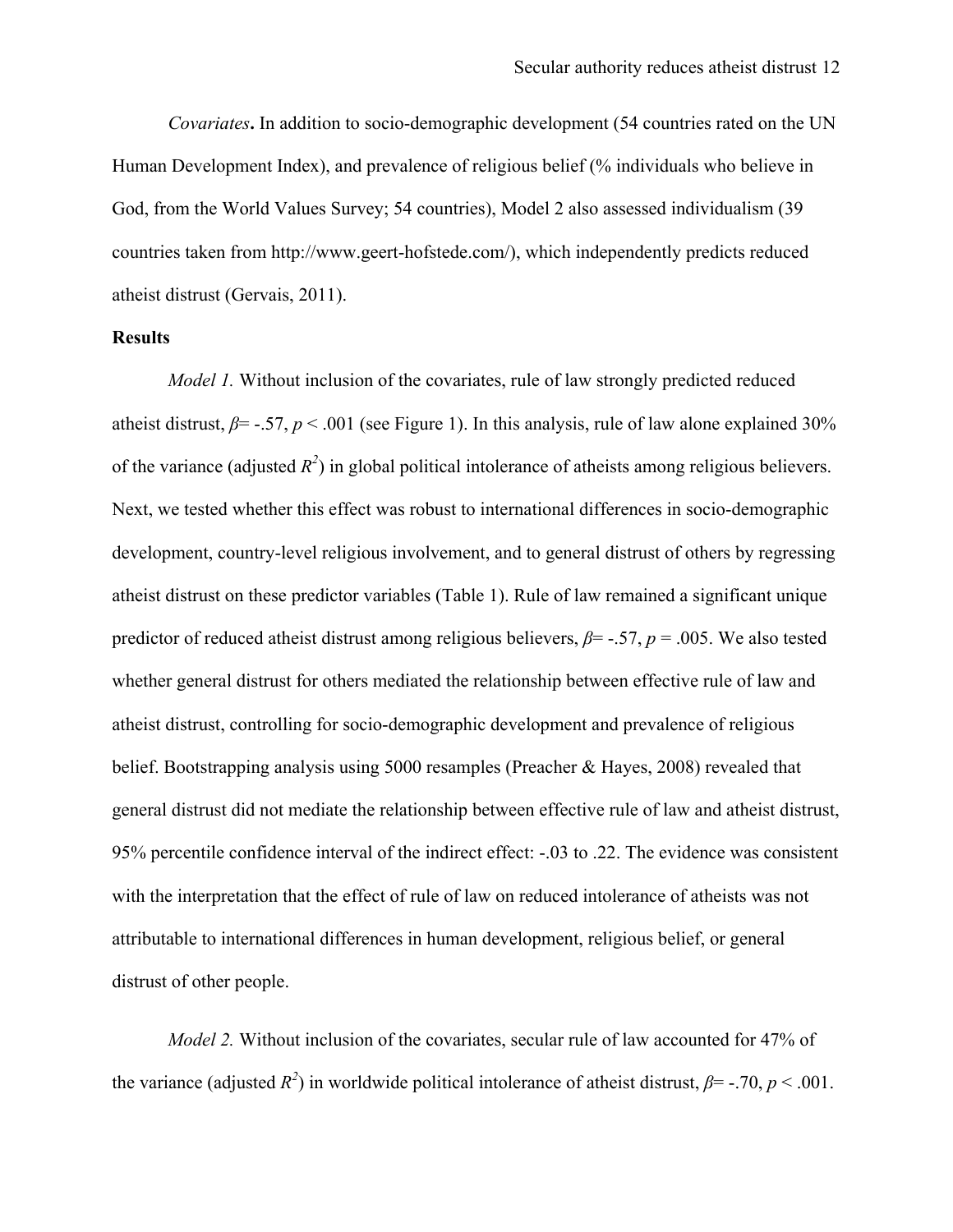*Covariates***.** In addition to socio-demographic development (54 countries rated on the UN Human Development Index), and prevalence of religious belief (% individuals who believe in God, from the World Values Survey; 54 countries), Model 2 also assessed individualism (39 countries taken from http://www.geert-hofstede.com/), which independently predicts reduced atheist distrust (Gervais, 2011).

**Results**

*Model 1.* Without inclusion of the covariates, rule of law strongly predicted reduced atheist distrust, $\beta = -.57$, $p < .001$ (see Figure 1). In this analysis, rule of law alone explained 30% of the variance (adjusted $R^2$) in global political intolerance of atheists among religious believers. Next, we tested whether this effect was robust to international differences in socio-demographic development, country-level religious involvement, and to general distrust of others by regressing atheist distrust on these predictor variables (Table 1). Rule of law remained a significant unique predictor of reduced atheist distrust among religious believers, $\beta = -.57$, $p = .005$. We also tested whether general distrust for others mediated the relationship between effective rule of law and atheist distrust, controlling for socio-demographic development and prevalence of religious belief. Bootstrapping analysis using 5000 resamples (Preacher & Hayes, 2008) revealed that general distrust did not mediate the relationship between effective rule of law and atheist distrust, 95% percentile confidence interval of the indirect effect: -.03 to .22. The evidence was consistent with the interpretation that the effect of rule of law on reduced intolerance of atheists was not attributable to international differences in human development, religious belief, or general distrust of other people.

*Model 2.* Without inclusion of the covariates, secular rule of law accounted for 47% of the variance (adjusted $R^2$) in worldwide political intolerance of atheist distrust, $\beta = -.70$, $p < .001$.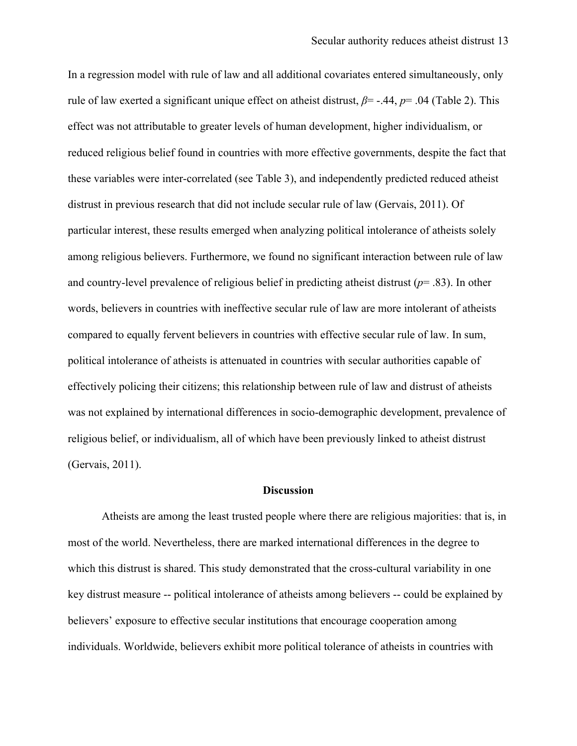In a regression model with rule of law and all additional covariates entered simultaneously, only rule of law exerted a significant unique effect on atheist distrust, $\beta$= -.44, $p$= .04 (Table 2). This effect was not attributable to greater levels of human development, higher individualism, or reduced religious belief found in countries with more effective governments, despite the fact that these variables were inter-correlated (see Table 3), and independently predicted reduced atheist distrust in previous research that did not include secular rule of law (Gervais, 2011). Of particular interest, these results emerged when analyzing political intolerance of atheists solely among religious believers. Furthermore, we found no significant interaction between rule of law and country-level prevalence of religious belief in predicting atheist distrust ($p$= .83). In other words, believers in countries with ineffective secular rule of law are more intolerant of atheists compared to equally fervent believers in countries with effective secular rule of law. In sum, political intolerance of atheists is attenuated in countries with secular authorities capable of effectively policing their citizens; this relationship between rule of law and distrust of atheists was not explained by international differences in socio-demographic development, prevalence of religious belief, or individualism, all of which have been previously linked to atheist distrust (Gervais, 2011).

## Discussion

Atheists are among the least trusted people where there are religious majorities: that is, in most of the world. Nevertheless, there are marked international differences in the degree to which this distrust is shared. This study demonstrated that the cross-cultural variability in one key distrust measure -- political intolerance of atheists among believers -- could be explained by believers' exposure to effective secular institutions that encourage cooperation among individuals. Worldwide, believers exhibit more political tolerance of atheists in countries with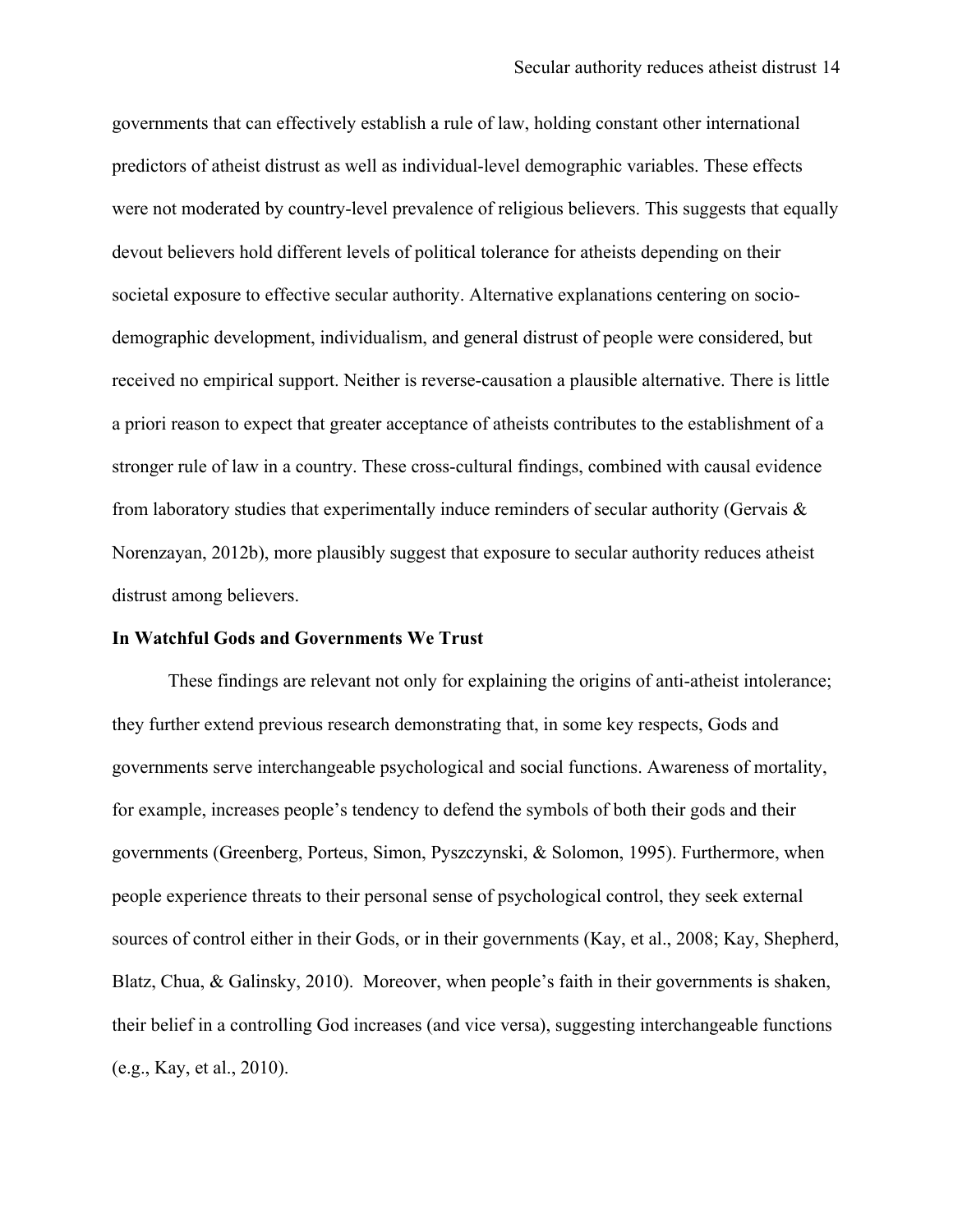governments that can effectively establish a rule of law, holding constant other international predictors of atheist distrust as well as individual-level demographic variables. These effects were not moderated by country-level prevalence of religious believers. This suggests that equally devout believers hold different levels of political tolerance for atheists depending on their societal exposure to effective secular authority. Alternative explanations centering on socio-demographic development, individualism, and general distrust of people were considered, but received no empirical support. Neither is reverse-causation a plausible alternative. There is little a priori reason to expect that greater acceptance of atheists contributes to the establishment of a stronger rule of law in a country. These cross-cultural findings, combined with causal evidence from laboratory studies that experimentally induce reminders of secular authority (Gervais & Norenzayan, 2012b), more plausibly suggest that exposure to secular authority reduces atheist distrust among believers.

**In Watchful Gods and Governments We Trust**

These findings are relevant not only for explaining the origins of anti-atheist intolerance; they further extend previous research demonstrating that, in some key respects, Gods and governments serve interchangeable psychological and social functions. Awareness of mortality, for example, increases people's tendency to defend the symbols of both their gods and their governments (Greenberg, Porteus, Simon, Pyszczynski, & Solomon, 1995). Furthermore, when people experience threats to their personal sense of psychological control, they seek external sources of control either in their Gods, or in their governments (Kay, et al., 2008; Kay, Shepherd, Blatz, Chua, & Galinsky, 2010). Moreover, when people's faith in their governments is shaken, their belief in a controlling God increases (and vice versa), suggesting interchangeable functions (e.g., Kay, et al., 2010).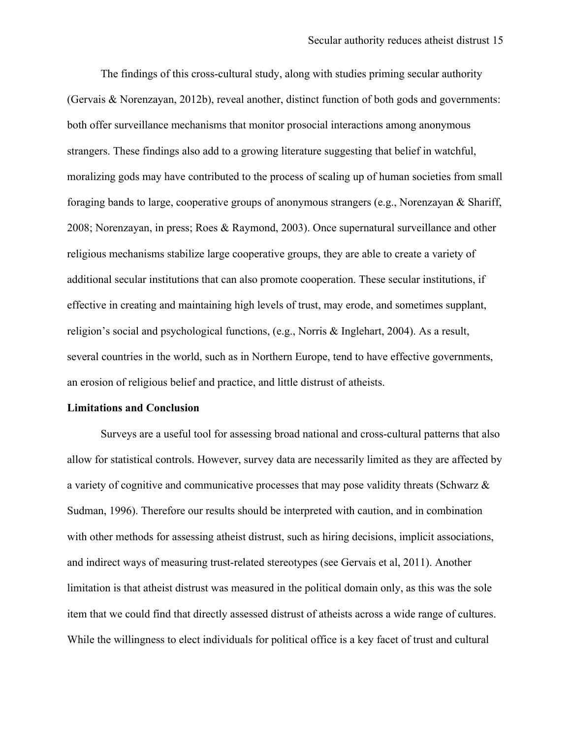The findings of this cross-cultural study, along with studies priming secular authority (Gervais & Norenzayan, 2012b), reveal another, distinct function of both gods and governments: both offer surveillance mechanisms that monitor prosocial interactions among anonymous strangers. These findings also add to a growing literature suggesting that belief in watchful, moralizing gods may have contributed to the process of scaling up of human societies from small foraging bands to large, cooperative groups of anonymous strangers (e.g., Norenzayan & Shariff, 2008; Norenzayan, in press; Roes & Raymond, 2003). Once supernatural surveillance and other religious mechanisms stabilize large cooperative groups, they are able to create a variety of additional secular institutions that can also promote cooperation. These secular institutions, if effective in creating and maintaining high levels of trust, may erode, and sometimes supplant, religion's social and psychological functions, (e.g., Norris & Inglehart, 2004). As a result, several countries in the world, such as in Northern Europe, tend to have effective governments, an erosion of religious belief and practice, and little distrust of atheists.

## Limitations and Conclusion

Surveys are a useful tool for assessing broad national and cross-cultural patterns that also allow for statistical controls. However, survey data are necessarily limited as they are affected by a variety of cognitive and communicative processes that may pose validity threats (Schwarz & Sudman, 1996). Therefore our results should be interpreted with caution, and in combination with other methods for assessing atheist distrust, such as hiring decisions, implicit associations, and indirect ways of measuring trust-related stereotypes (see Gervais et al, 2011). Another limitation is that atheist distrust was measured in the political domain only, as this was the sole item that we could find that directly assessed distrust of atheists across a wide range of cultures. While the willingness to elect individuals for political office is a key facet of trust and cultural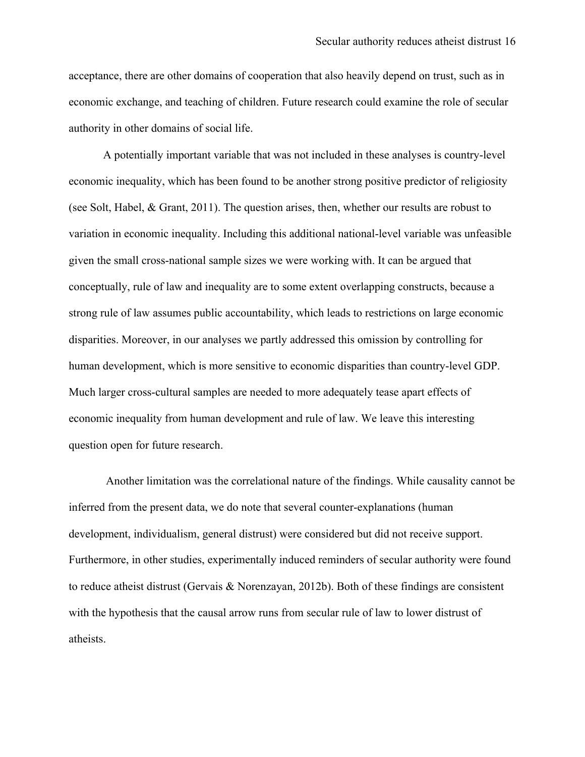acceptance, there are other domains of cooperation that also heavily depend on trust, such as in economic exchange, and teaching of children. Future research could examine the role of secular authority in other domains of social life.

A potentially important variable that was not included in these analyses is country-level economic inequality, which has been found to be another strong positive predictor of religiosity (see Solt, Habel, & Grant, 2011). The question arises, then, whether our results are robust to variation in economic inequality. Including this additional national-level variable was unfeasible given the small cross-national sample sizes we were working with. It can be argued that conceptually, rule of law and inequality are to some extent overlapping constructs, because a strong rule of law assumes public accountability, which leads to restrictions on large economic disparities. Moreover, in our analyses we partly addressed this omission by controlling for human development, which is more sensitive to economic disparities than country-level GDP. Much larger cross-cultural samples are needed to more adequately tease apart effects of economic inequality from human development and rule of law. We leave this interesting question open for future research.

Another limitation was the correlational nature of the findings. While causality cannot be inferred from the present data, we do note that several counter-explanations (human development, individualism, general distrust) were considered but did not receive support. Furthermore, in other studies, experimentally induced reminders of secular authority were found to reduce atheist distrust (Gervais & Norenzayan, 2012b). Both of these findings are consistent with the hypothesis that the causal arrow runs from secular rule of law to lower distrust of atheists.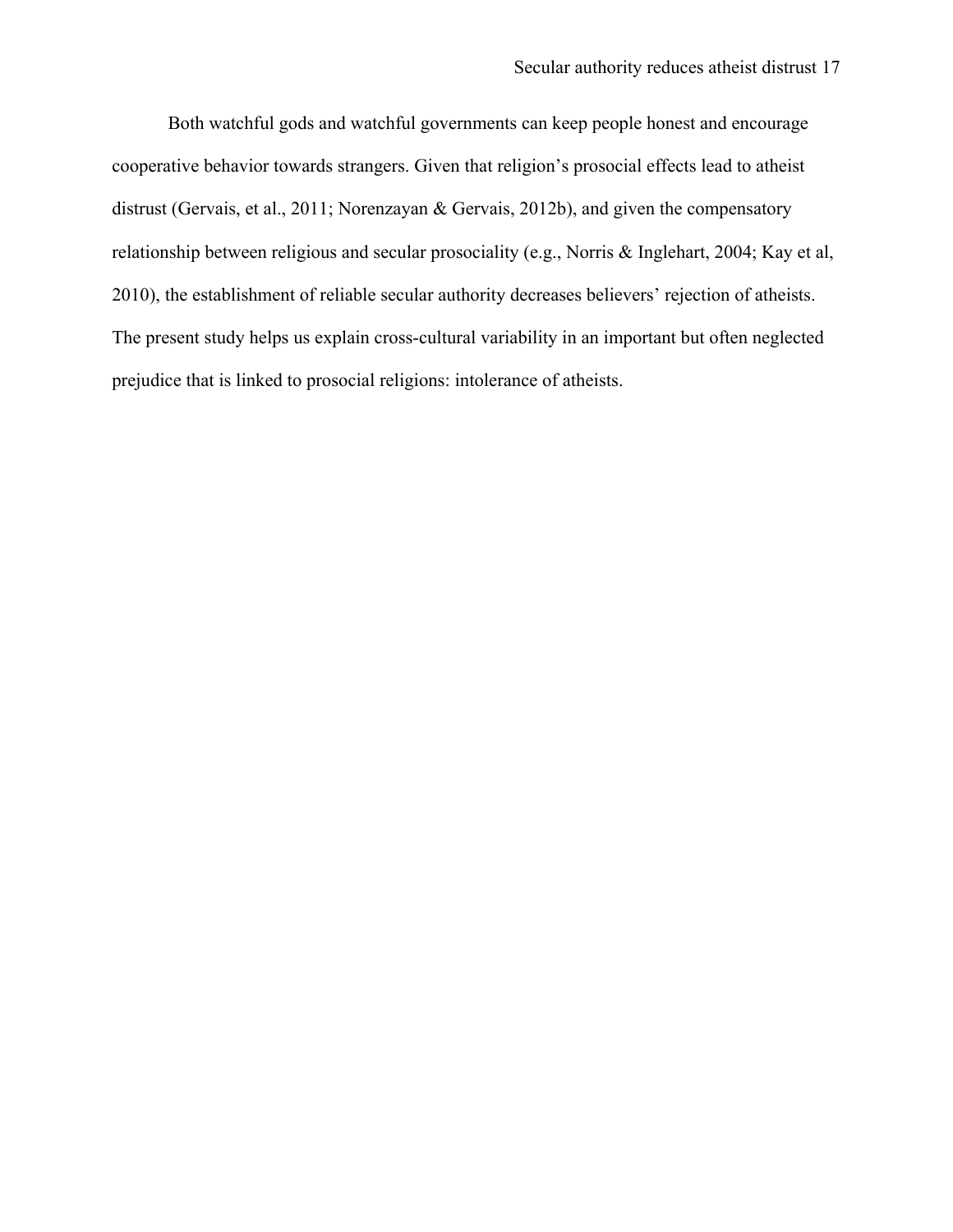Both watchful gods and watchful governments can keep people honest and encourage cooperative behavior towards strangers. Given that religion's prosocial effects lead to atheist distrust (Gervais, et al., 2011; Norenzayan & Gervais, 2012b), and given the compensatory relationship between religious and secular prosociality (e.g., Norris & Inglehart, 2004; Kay et al, 2010), the establishment of reliable secular authority decreases believers' rejection of atheists. The present study helps us explain cross-cultural variability in an important but often neglected prejudice that is linked to prosocial religions: intolerance of atheists.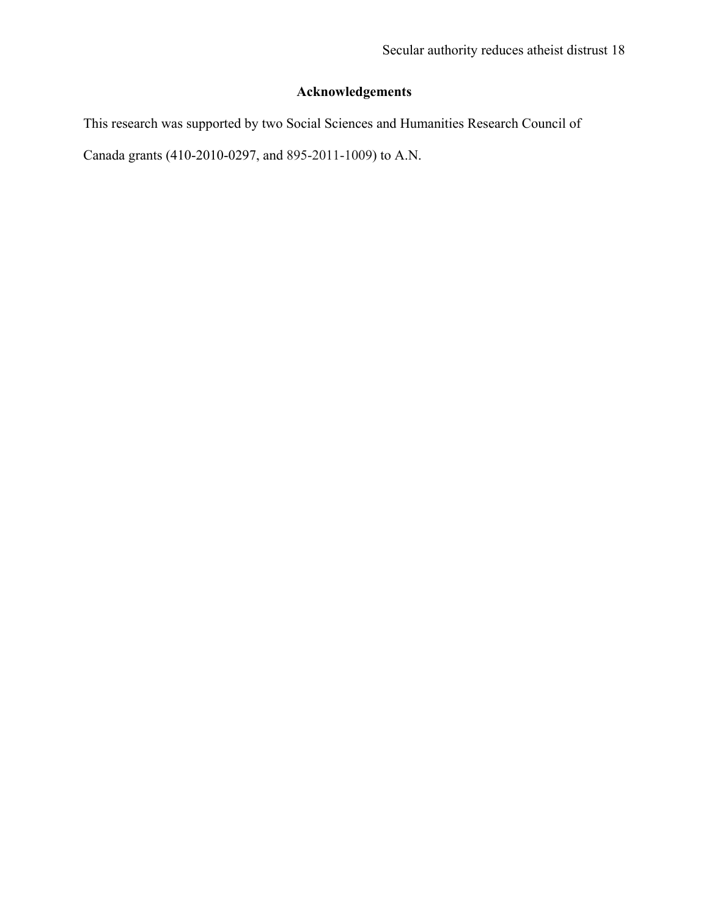## Acknowledgements

This research was supported by two Social Sciences and Humanities Research Council of Canada grants (410-2010-0297, and 895-2011-1009) to A.N.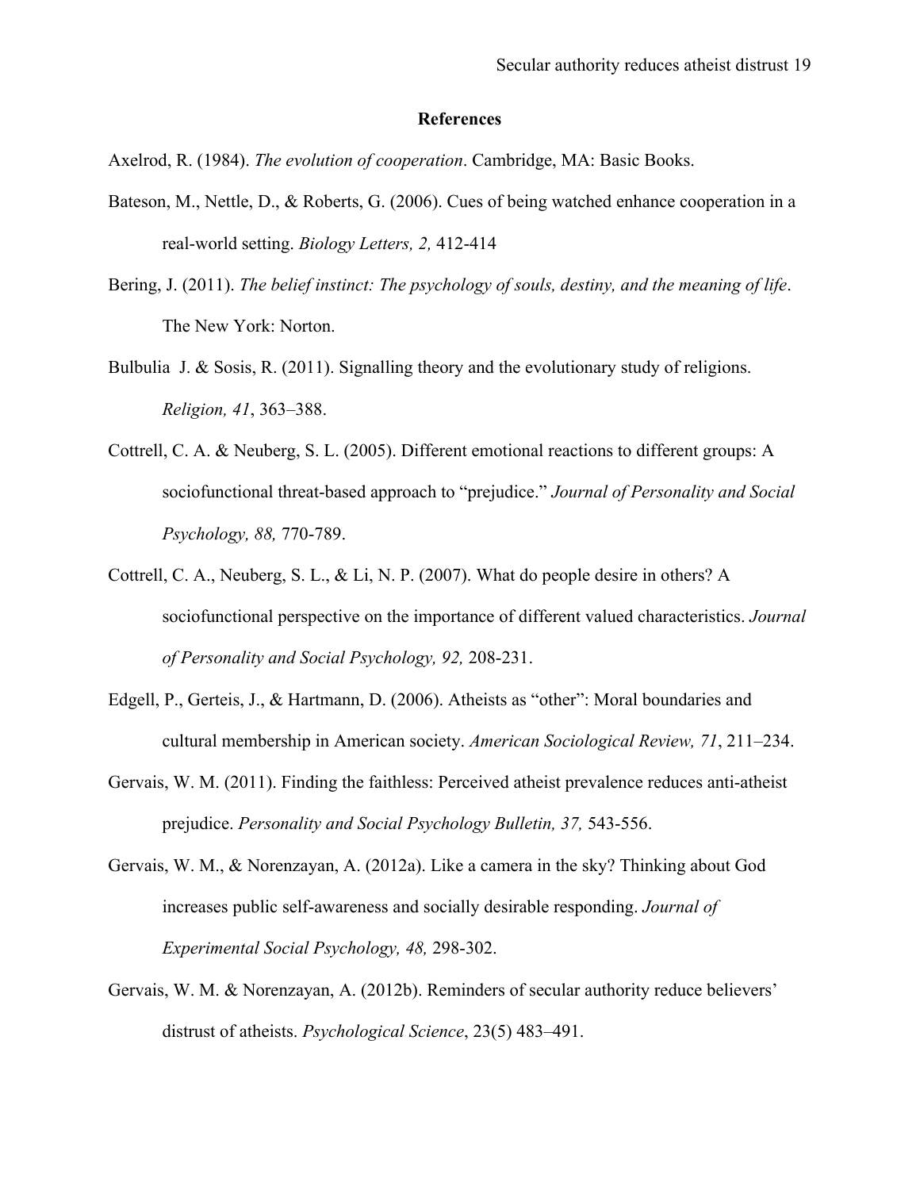## References

Axelrod, R. (1984). *The evolution of cooperation*. Cambridge, MA: Basic Books.

Bateson, M., Nettle, D., & Roberts, G. (2006). Cues of being watched enhance cooperation in a real-world setting. *Biology Letters, 2,* 412-414

Bering, J. (2011). *The belief instinct: The psychology of souls, destiny, and the meaning of life*. The New York: Norton.

Bulbulia J. & Sosis, R. (2011). Signalling theory and the evolutionary study of religions. *Religion, 41*, 363–388.

Cottrell, C. A. & Neuberg, S. L. (2005). Different emotional reactions to different groups: A sociofunctional threat-based approach to "prejudice." *Journal of Personality and Social Psychology, 88,* 770-789.

Cottrell, C. A., Neuberg, S. L., & Li, N. P. (2007). What do people desire in others? A sociofunctional perspective on the importance of different valued characteristics. *Journal of Personality and Social Psychology, 92,* 208-231.

Edgell, P., Gerteis, J., & Hartmann, D. (2006). Atheists as "other": Moral boundaries and cultural membership in American society. *American Sociological Review, 71*, 211–234.

Gervais, W. M. (2011). Finding the faithless: Perceived atheist prevalence reduces anti-atheist prejudice. *Personality and Social Psychology Bulletin, 37,* 543-556.

Gervais, W. M., & Norenzayan, A. (2012a). Like a camera in the sky? Thinking about God increases public self-awareness and socially desirable responding. *Journal of Experimental Social Psychology, 48,* 298-302.

Gervais, W. M. & Norenzayan, A. (2012b). Reminders of secular authority reduce believers' distrust of atheists. *Psychological Science*, 23(5) 483–491.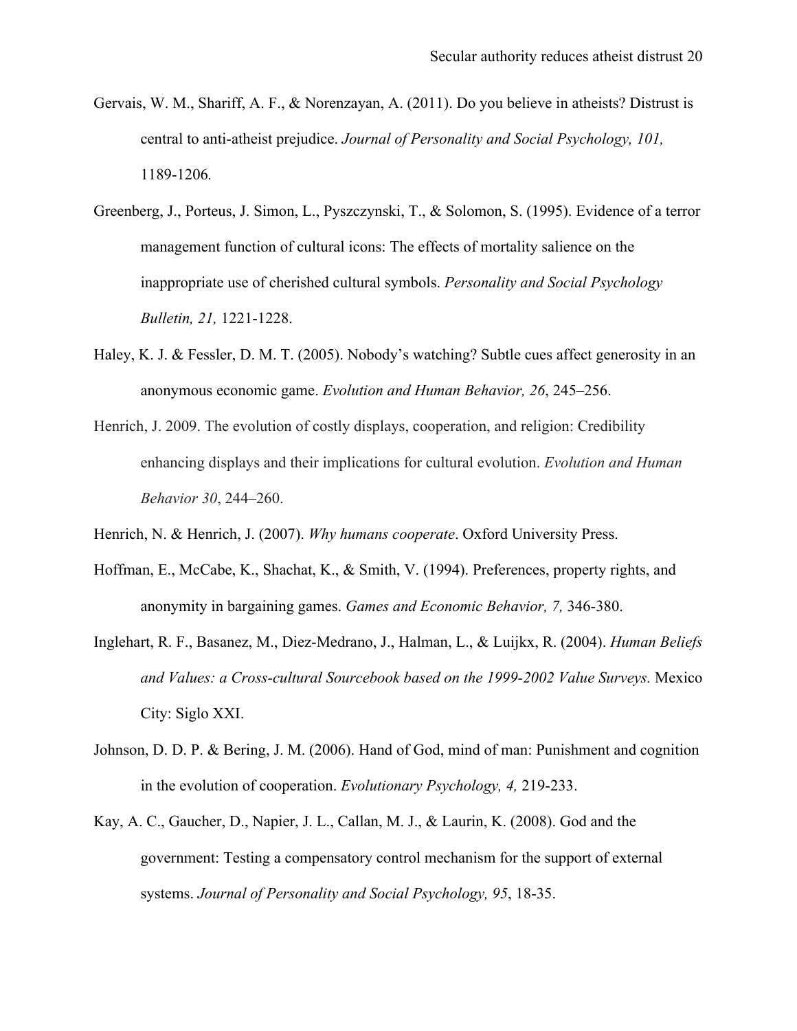Gervais, W. M., Shariff, A. F., & Norenzayan, A. (2011). Do you believe in atheists? Distrust is central to anti-atheist prejudice. *Journal of Personality and Social Psychology, 101,* 1189-1206.

Greenberg, J., Porteus, J. Simon, L., Pyszczynski, T., & Solomon, S. (1995). Evidence of a terror management function of cultural icons: The effects of mortality salience on the inappropriate use of cherished cultural symbols. *Personality and Social Psychology Bulletin, 21,* 1221-1228.

Haley, K. J. & Fessler, D. M. T. (2005). Nobody's watching? Subtle cues affect generosity in an anonymous economic game. *Evolution and Human Behavior, 26*, 245–256.

Henrich, J. 2009. The evolution of costly displays, cooperation, and religion: Credibility enhancing displays and their implications for cultural evolution. *Evolution and Human Behavior 30*, 244–260.

Henrich, N. & Henrich, J. (2007). *Why humans cooperate*. Oxford University Press.

Hoffman, E., McCabe, K., Shachat, K., & Smith, V. (1994). Preferences, property rights, and anonymity in bargaining games. *Games and Economic Behavior, 7,* 346-380.

Inglehart, R. F., Basanez, M., Diez-Medrano, J., Halman, L., & Luijkx, R. (2004). *Human Beliefs and Values: a Cross-cultural Sourcebook based on the 1999-2002 Value Surveys.* Mexico City: Siglo XXI.

Johnson, D. D. P. & Bering, J. M. (2006). Hand of God, mind of man: Punishment and cognition in the evolution of cooperation. *Evolutionary Psychology, 4,* 219-233.

Kay, A. C., Gaucher, D., Napier, J. L., Callan, M. J., & Laurin, K. (2008). God and the government: Testing a compensatory control mechanism for the support of external systems. *Journal of Personality and Social Psychology, 95*, 18-35.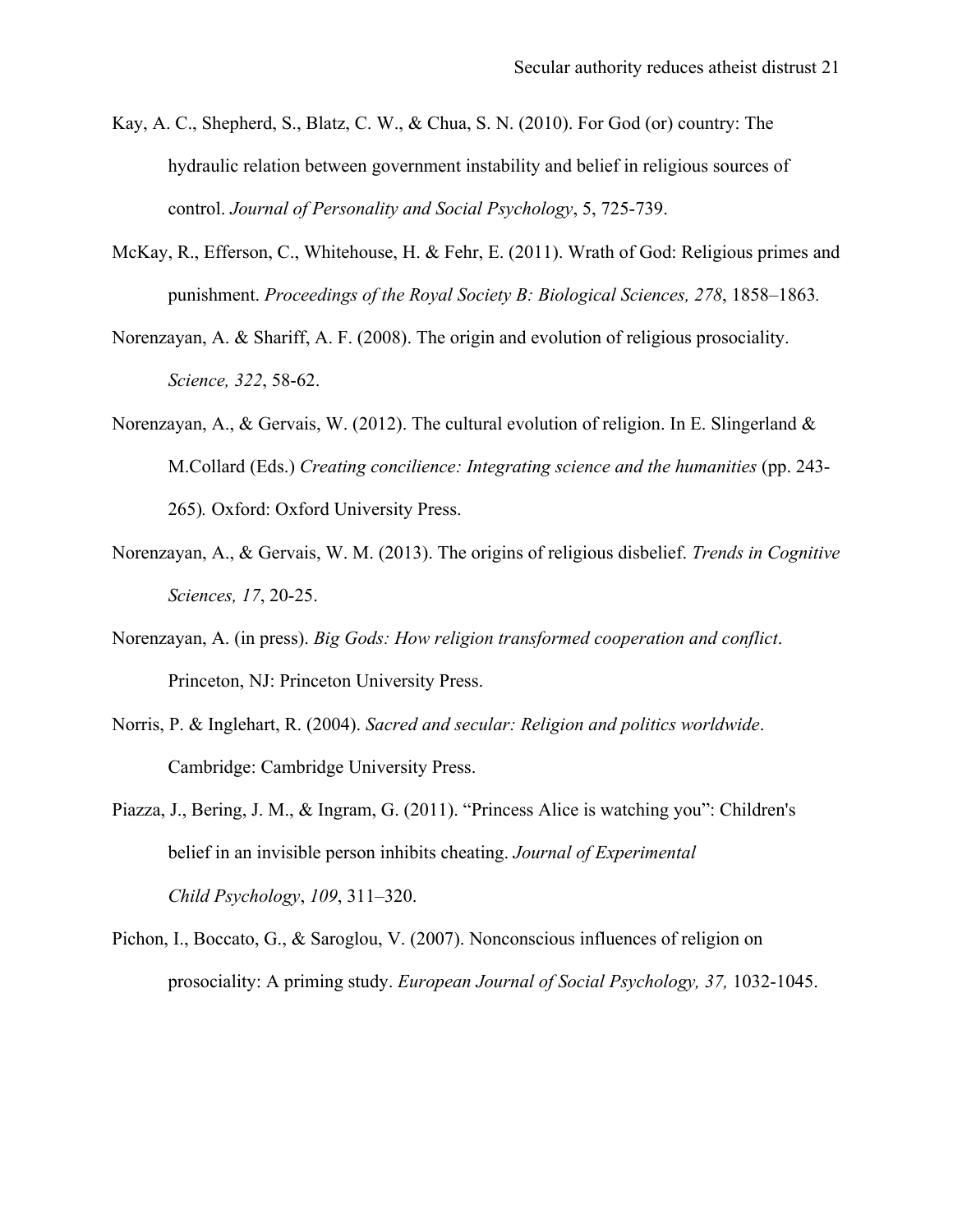Kay, A. C., Shepherd, S., Blatz, C. W., & Chua, S. N. (2010). For God (or) country: The hydraulic relation between government instability and belief in religious sources of control. *Journal of Personality and Social Psychology*, 5, 725-739.

McKay, R., Efferson, C., Whitehouse, H. & Fehr, E. (2011). Wrath of God: Religious primes and punishment. *Proceedings of the Royal Society B: Biological Sciences, 278*, 1858–1863.

Norenzayan, A. & Shariff, A. F. (2008). The origin and evolution of religious prosociality. *Science, 322*, 58-62.

Norenzayan, A., & Gervais, W. (2012). The cultural evolution of religion. In E. Slingerland & M.Collard (Eds.) *Creating concilience: Integrating science and the humanities* (pp. 243-265)*.* Oxford: Oxford University Press.

Norenzayan, A., & Gervais, W. M. (2013). The origins of religious disbelief. *Trends in Cognitive Sciences, 17*, 20-25.

Norenzayan, A. (in press). *Big Gods: How religion transformed cooperation and conflict*. Princeton, NJ: Princeton University Press.

Norris, P. & Inglehart, R. (2004). *Sacred and secular: Religion and politics worldwide*. Cambridge: Cambridge University Press.

Piazza, J., Bering, J. M., & Ingram, G. (2011). "Princess Alice is watching you": Children's belief in an invisible person inhibits cheating. *Journal of Experimental Child Psychology*, *109*, 311–320.

Pichon, I., Boccato, G., & Saroglou, V. (2007). Nonconscious influences of religion on prosociality: A priming study. *European Journal of Social Psychology, 37,* 1032-1045.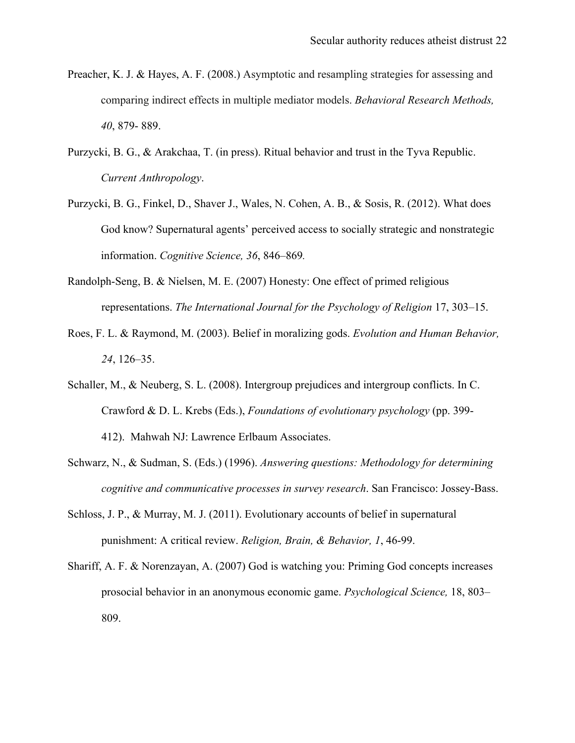Preacher, K. J. & Hayes, A. F. (2008.) Asymptotic and resampling strategies for assessing and comparing indirect effects in multiple mediator models. *Behavioral Research Methods, 40*, 879- 889.

Purzycki, B. G., & Arakchaa, T. (in press). Ritual behavior and trust in the Tyva Republic. *Current Anthropology*.

Purzycki, B. G., Finkel, D., Shaver J., Wales, N. Cohen, A. B., & Sosis, R. (2012). What does God know? Supernatural agents' perceived access to socially strategic and nonstrategic information. *Cognitive Science, 36*, 846–869*.*

Randolph-Seng, B. & Nielsen, M. E. (2007) Honesty: One effect of primed religious representations. *The International Journal for the Psychology of Religion* 17, 303–15.

Roes, F. L. & Raymond, M. (2003). Belief in moralizing gods. *Evolution and Human Behavior, 24*, 126–35.

Schaller, M., & Neuberg, S. L. (2008). Intergroup prejudices and intergroup conflicts. In C. Crawford & D. L. Krebs (Eds.), *Foundations of evolutionary psychology* (pp. 399-412). Mahwah NJ: Lawrence Erlbaum Associates.

Schwarz, N., & Sudman, S. (Eds.) (1996). *Answering questions: Methodology for determining cognitive and communicative processes in survey research*. San Francisco: Jossey-Bass.

Schloss, J. P., & Murray, M. J. (2011). Evolutionary accounts of belief in supernatural punishment: A critical review. *Religion, Brain, & Behavior, 1*, 46-99.

Shariff, A. F. & Norenzayan, A. (2007) God is watching you: Priming God concepts increases prosocial behavior in an anonymous economic game. *Psychological Science,* 18, 803–809.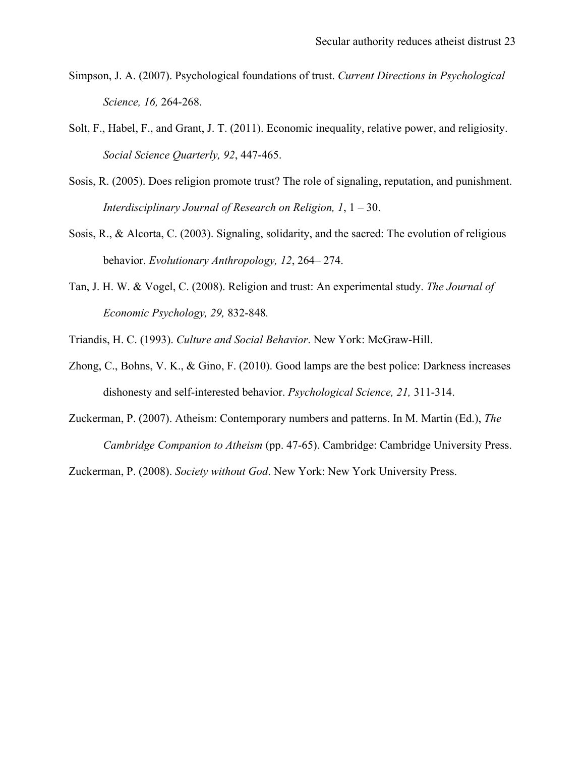Simpson, J. A. (2007). Psychological foundations of trust. *Current Directions in Psychological Science, 16,* 264-268.

Solt, F., Habel, F., and Grant, J. T. (2011). Economic inequality, relative power, and religiosity. *Social Science Quarterly, 92*, 447-465.

Sosis, R. (2005). Does religion promote trust? The role of signaling, reputation, and punishment. *Interdisciplinary Journal of Research on Religion, 1*, 1 – 30.

Sosis, R., & Alcorta, C. (2003). Signaling, solidarity, and the sacred: The evolution of religious behavior. *Evolutionary Anthropology, 12*, 264– 274.

Tan, J. H. W. & Vogel, C. (2008). Religion and trust: An experimental study. *The Journal of Economic Psychology, 29,* 832-848.

Triandis, H. C. (1993). *Culture and Social Behavior*. New York: McGraw-Hill.

Zhong, C., Bohns, V. K., & Gino, F. (2010). Good lamps are the best police: Darkness increases dishonesty and self-interested behavior. *Psychological Science, 21,* 311-314.

Zuckerman, P. (2007). Atheism: Contemporary numbers and patterns. In M. Martin (Ed.), *The Cambridge Companion to Atheism* (pp. 47-65). Cambridge: Cambridge University Press.

Zuckerman, P. (2008). *Society without God*. New York: New York University Press.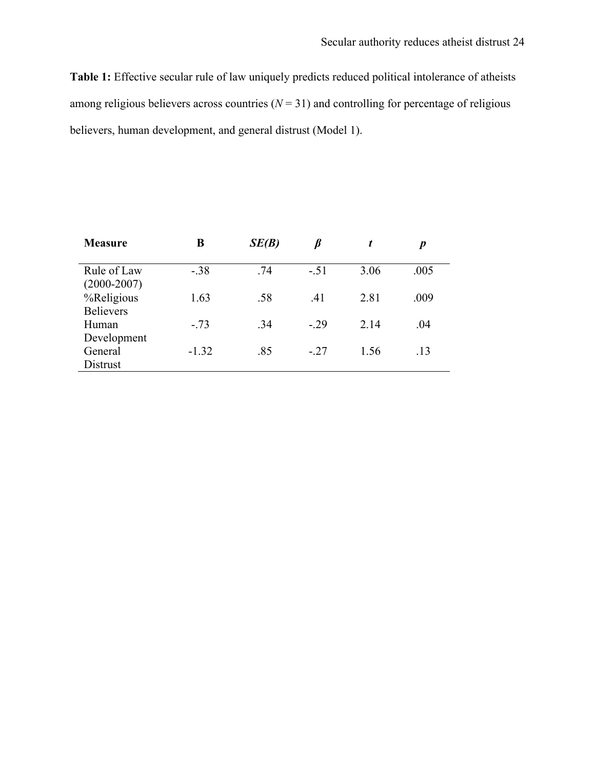**Table 1:** Effective secular rule of law uniquely predicts reduced political intolerance of atheists among religious believers across countries ($N$ = 31) and controlling for percentage of religious believers, human development, and general distrust (Model 1).

| **Measure** | **B** | ***SE(B)*** | ***β*** | ***t*** | ***p*** |
|---|---|---|---|---|---|
| Rule of Law (2000-2007) | -.38 | .74 | -.51 | 3.06 | .005 |
| %Religious Believers | 1.63 | .58 | .41 | 2.81 | .009 |
| Human Development | -.73 | .34 | -.29 | 2.14 | .04 |
| General Distrust | -1.32 | .85 | -.27 | 1.56 | .13 |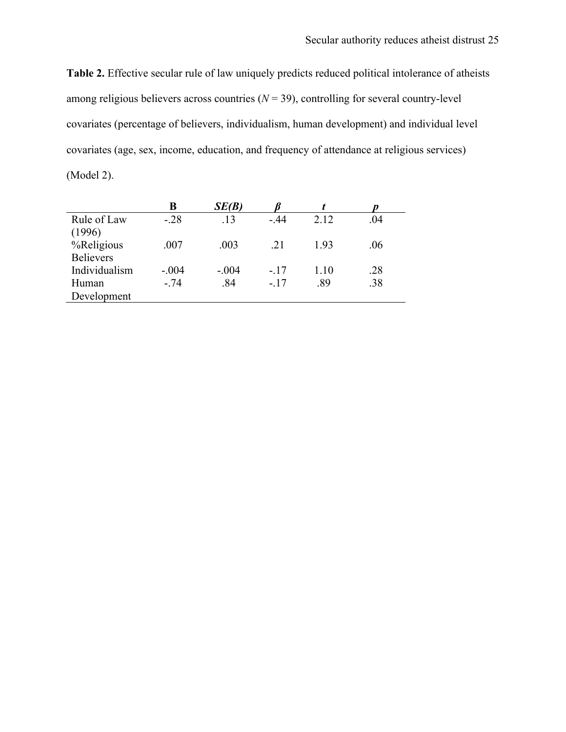**Table 2.** Effective secular rule of law uniquely predicts reduced political intolerance of atheists among religious believers across countries (*N* = 39), controlling for several country-level covariates (percentage of believers, individualism, human development) and individual level covariates (age, sex, income, education, and frequency of attendance at religious services) (Model 2).

| | B | *SE(B)* | *β* | *t* | *p* |
|---|---|---|---|---|---|
| Rule of Law (1996) | -.28 | .13 | -.44 | 2.12 | .04 |
| %Religious Believers | .007 | .003 | .21 | 1.93 | .06 |
| Individualism | -.004 | -.004 | -.17 | 1.10 | .28 |
| Human Development | -.74 | .84 | -.17 | .89 | .38 |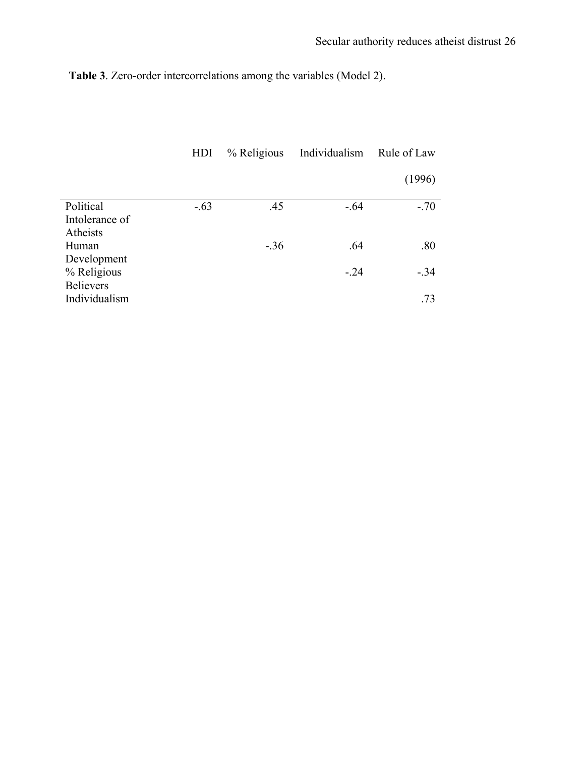**Table 3**. Zero-order intercorrelations among the variables (Model 2).

| | HDI | % Religious | Individualism | Rule of Law (1996) |
|---|---|---|---|---|
| Political Intolerance of Atheists | -.63 | .45 | -.64 | -.70 |
| Human Development | | -.36 | .64 | .80 |
| % Religious Believers | | | -.24 | -.34 |
| Individualism | | | | .73 |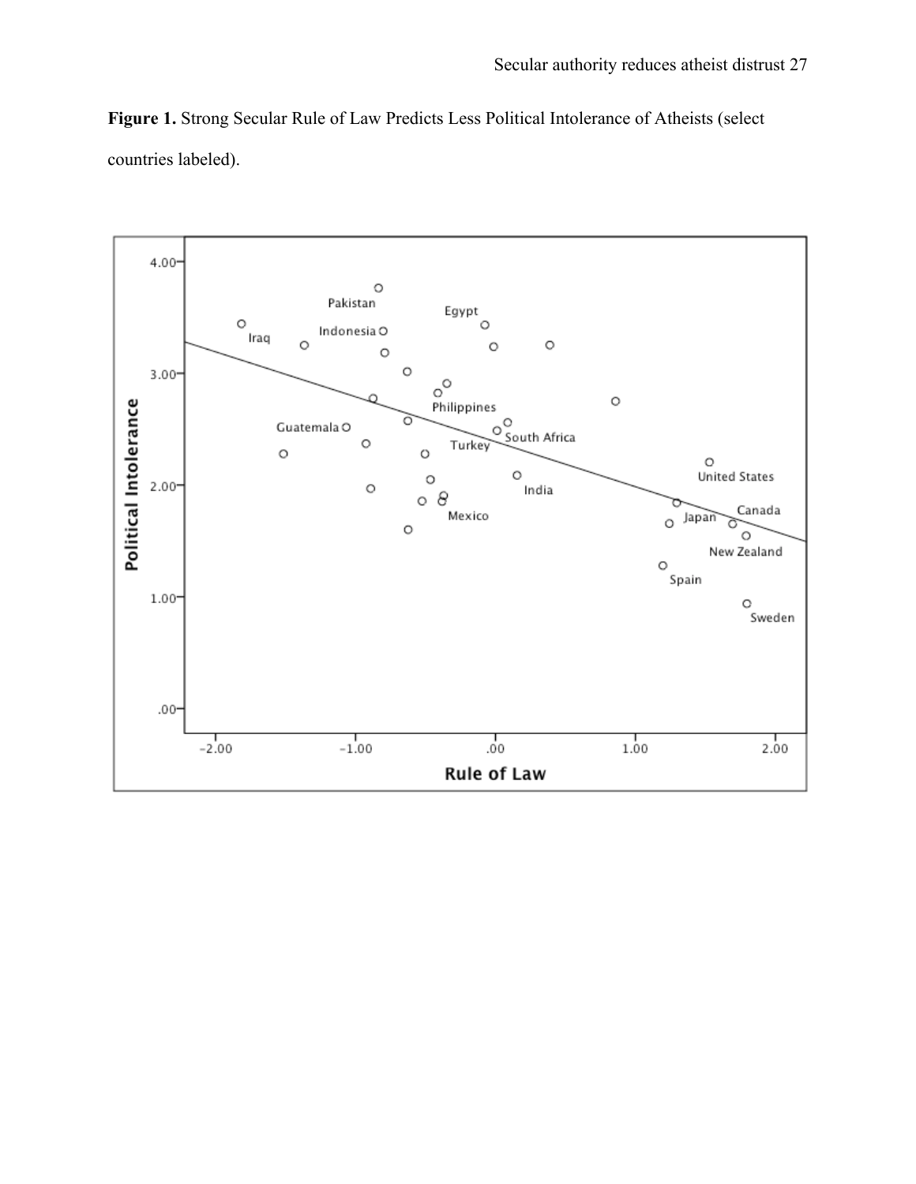**Figure 1.** Strong Secular Rule of Law Predicts Less Political Intolerance of Atheists (select countries labeled).

Political Intolerance

4.00
3.00
2.00
1.00
.00

Rule of Law

-2.00
-1.00
.00
1.00
2.00

Pakistan
Egypt
Iraq
Indonesia
Philippines
Guatemala
South Africa
Turkey
United States
India
Mexico
Canada
Japan
New Zealand
Spain
Sweden